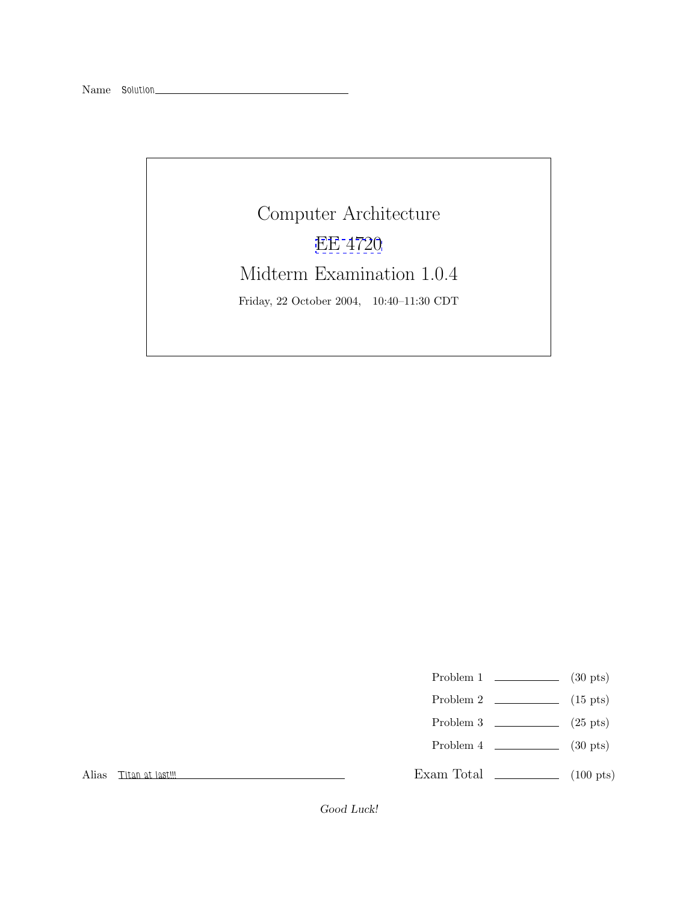Name Solution

# Computer Architecture

## EE 4720

## Midterm Examination 1.0.4

Friday, 22 October 2004, 10:40–11:30 CDT

| | | |
|---|---|---|
| Problem 1 | | (30 pts) |
| Problem 2 | | (15 pts) |
| Problem 3 | | (25 pts) |
| Problem 4 | | (30 pts) |
| Exam Total | | (100 pts) |

Alias Titan at last!!!

*Good Luck!*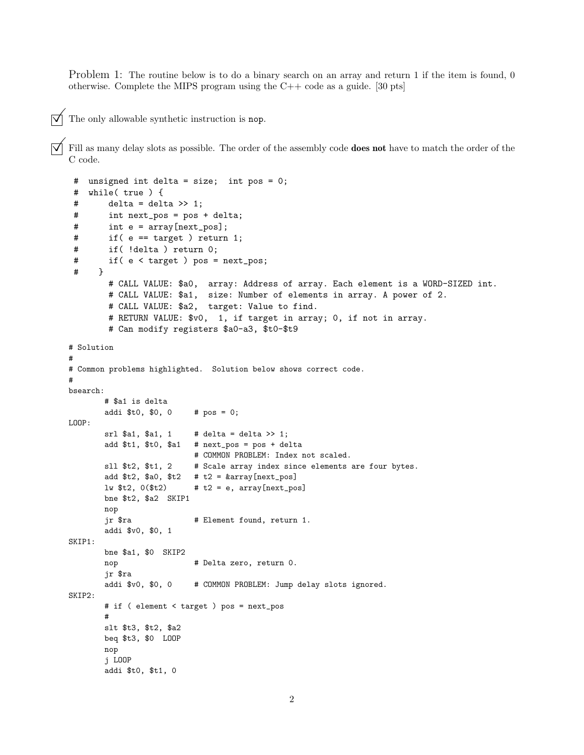Problem 1: The routine below is to do a binary search on an array and return 1 if the item is found, 0 otherwise. Complete the MIPS program using the C++ code as a guide. [30 pts]

☑ The only allowable synthetic instruction is `nop`.

☑ Fill as many delay slots as possible. The order of the assembly code **does not** have to match the order of the C code.

```
 #  unsigned int delta = size;  int pos = 0;
 #  while( true ) {
 #      delta = delta >> 1;
 #      int next_pos = pos + delta;
 #      int e = array[next_pos];
 #      if( e == target ) return 1;
 #      if( !delta ) return 0;
 #      if( e < target ) pos = next_pos;
 #    }
        # CALL VALUE: $a0,  array: Address of array. Each element is a WORD-SIZED int.
        # CALL VALUE: $a1,  size: Number of elements in array. A power of 2.
        # CALL VALUE: $a2,  target: Value to find.
        # RETURN VALUE: $v0,  1, if target in array; 0, if not in array.
        # Can modify registers $a0-a3, $t0-$t9

# Solution
#
# Common problems highlighted.  Solution below shows correct code.
#
bsearch:
        # $a1 is delta
        addi $t0, $0, 0     # pos = 0;
LOOP:
        srl $a1, $a1, 1     # delta = delta >> 1;
        add $t1, $t0, $a1   # next_pos = pos + delta
                            # COMMON PROBLEM: Index not scaled.
        sll $t2, $t1, 2     # Scale array index since elements are four bytes.
        add $t2, $a0, $t2   # t2 = &array[next_pos]
        lw $t2, 0($t2)      # t2 = e, array[next_pos]
        bne $t2, $a2  SKIP1
        nop
        jr $ra              # Element found, return 1.
        addi $v0, $0, 1
SKIP1:
        bne $a1, $0  SKIP2
        nop                 # Delta zero, return 0.
        jr $ra
        addi $v0, $0, 0     # COMMON PROBLEM: Jump delay slots ignored.
SKIP2:
        # if ( element < target ) pos = next_pos
        #
        slt $t3, $t2, $a2
        beq $t3, $0  LOOP
        nop
        j LOOP
        addi $t0, $t1, 0
```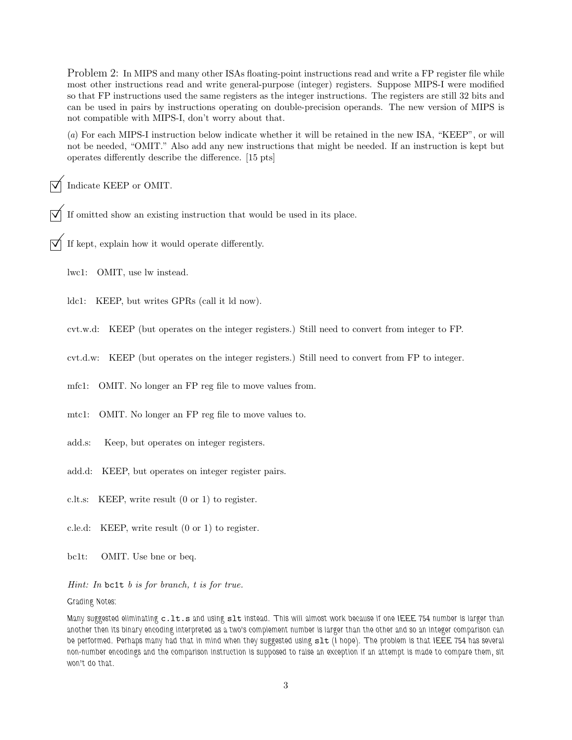Problem 2: In MIPS and many other ISAs floating-point instructions read and write a FP register file while most other instructions read and write general-purpose (integer) registers. Suppose MIPS-I were modified so that FP instructions used the same registers as the integer instructions. The registers are still 32 bits and can be used in pairs by instructions operating on double-precision operands. The new version of MIPS is not compatible with MIPS-I, don't worry about that.

(*a*) For each MIPS-I instruction below indicate whether it will be retained in the new ISA, "KEEP", or will not be needed, "OMIT." Also add any new instructions that might be needed. If an instruction is kept but operates differently describe the difference. [15 pts]

☑ Indicate KEEP or OMIT.

☑ If omitted show an existing instruction that would be used in its place.

☑ If kept, explain how it would operate differently.

lwc1: OMIT, use lw instead.

ldc1: KEEP, but writes GPRs (call it ld now).

cvt.w.d: KEEP (but operates on the integer registers.) Still need to convert from integer to FP.

cvt.d.w: KEEP (but operates on the integer registers.) Still need to convert from FP to integer.

mfc1: OMIT. No longer an FP reg file to move values from.

mtc1: OMIT. No longer an FP reg file to move values to.

add.s: Keep, but operates on integer registers.

add.d: KEEP, but operates on integer register pairs.

c.lt.s: KEEP, write result (0 or 1) to register.

c.le.d: KEEP, write result (0 or 1) to register.

bc1t: OMIT. Use bne or beq.

*Hint: In* `bc1t` *b is for branch, t is for true.*

Grading Notes:

Many suggested eliminating `c.lt.s` and using `slt` instead. This will almost work because if one IEEE 754 number is larger than another then its binary encoding interpreted as a two's complement number is larger than the other and so an integer comparison can be performed. Perhaps many had that in mind when they suggested using `slt` (I hope). The problem is that IEEE 754 has several non-number encodings and the comparison instruction is supposed to raise an exception if an attempt is made to compare them, slt won't do that.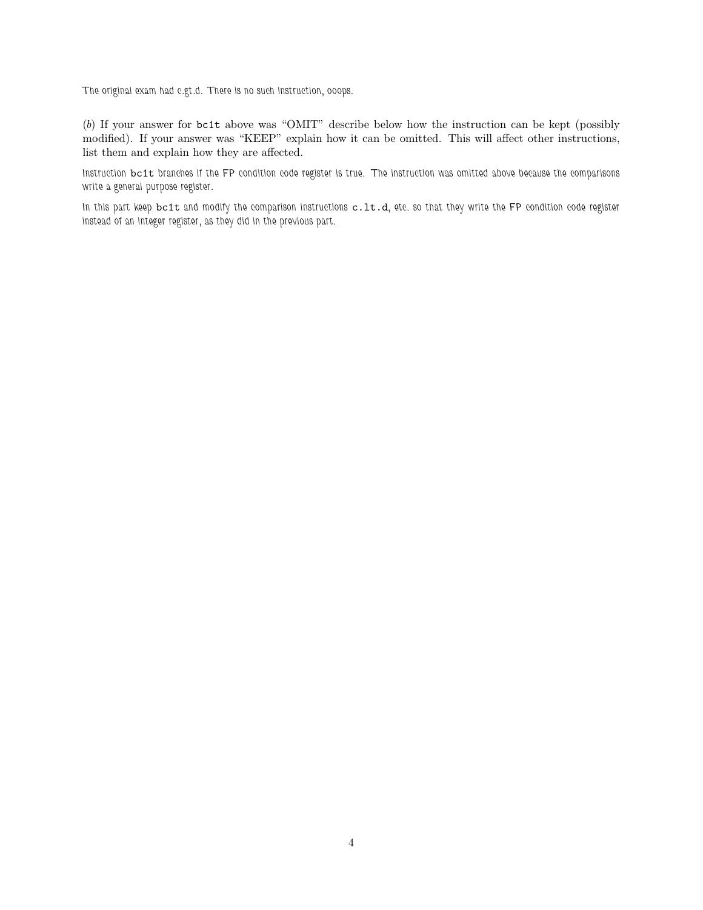The original exam had c.gt.d. There is no such instruction, ooops.

(*b*) If your answer for `bc1t` above was "OMIT" describe below how the instruction can be kept (possibly modified). If your answer was "KEEP" explain how it can be omitted. This will affect other instructions, list them and explain how they are affected.

Instruction `bc1t` branches if the FP condition code register is true. The instruction was omitted above because the comparisons write a general purpose register.

In this part keep `bc1t` and modify the comparison instructions `c.lt.d`, etc. so that they write the FP condition code register instead of an integer register, as they did in the previous part.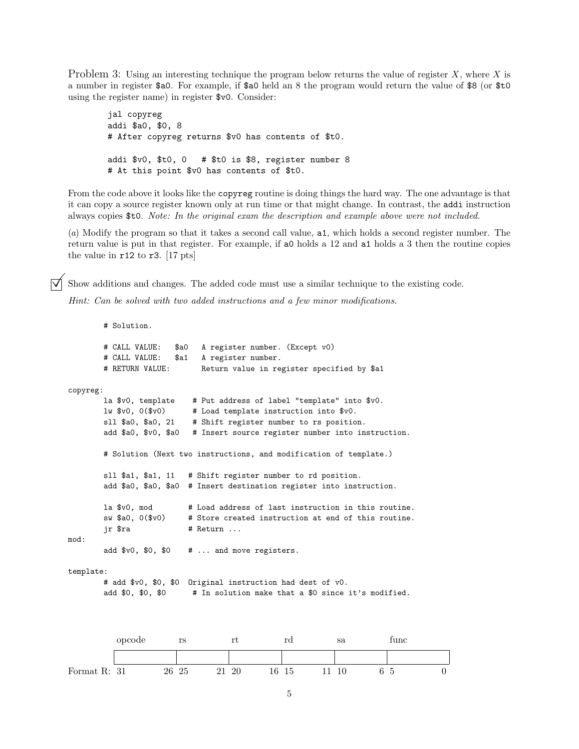Problem 3: Using an interesting technique the program below returns the value of register $X$, where $X$ is a number in register `$a0`. For example, if `$a0` held an 8 the program would return the value of `$8` (or `$t0` using the register name) in register `$v0`. Consider:

```
jal copyreg
addi $a0, $0, 8
# After copyreg returns $v0 has contents of $t0.

addi $v0, $t0, 0   # $t0 is $8, register number 8
# At this point $v0 has contents of $t0.
```

From the code above it looks like the `copyreg` routine is doing things the hard way. The one advantage is that it can copy a source register known only at run time or that might change. In contrast, the `addi` instruction always copies `$t0`. *Note: In the original exam the description and example above were not included.*

(*a*) Modify the program so that it takes a second call value, `a1`, which holds a second register number. The return value is put in that register. For example, if `a0` holds a 12 and `a1` holds a 3 then the routine copies the value in `r12` to `r3`. [17 pts]

☑ Show additions and changes. The added code must use a similar technique to the existing code.

*Hint: Can be solved with two added instructions and a few minor modifications.*

```
        # Solution.

        # CALL VALUE:   $a0   A register number. (Except v0)
        # CALL VALUE:   $a1   A register number.
        # RETURN VALUE:       Return value in register specified by $a1

copyreg:
        la $v0, template    # Put address of label "template" into $v0.
        lw $v0, 0($v0)      # Load template instruction into $v0.
        sll $a0, $a0, 21    # Shift register number to rs position.
        add $a0, $v0, $a0   # Insert source register number into instruction.

        # Solution (Next two instructions, and modification of template.)

        sll $a1, $a1, 11   # Shift register number to rd position.
        add $a0, $a0, $a0  # Insert destination register into instruction.

        la $v0, mod        # Load address of last instruction in this routine.
        sw $a0, 0($v0)     # Store created instruction at end of this routine.
        jr $ra             # Return ...
mod:
        add $v0, $0, $0    # ... and move registers.

template:
        # add $v0, $0, $0  Original instruction had dest of v0.
        add $0, $0, $0      # In solution make that a $0 since it's modified.
```

| | opcode | rs | rt | rd | sa | func |
|---|---|---|---|---|---|---|
| Format R: | 31 26 | 25 21 | 20 16 | 15 11 | 10 6 | 5 0 |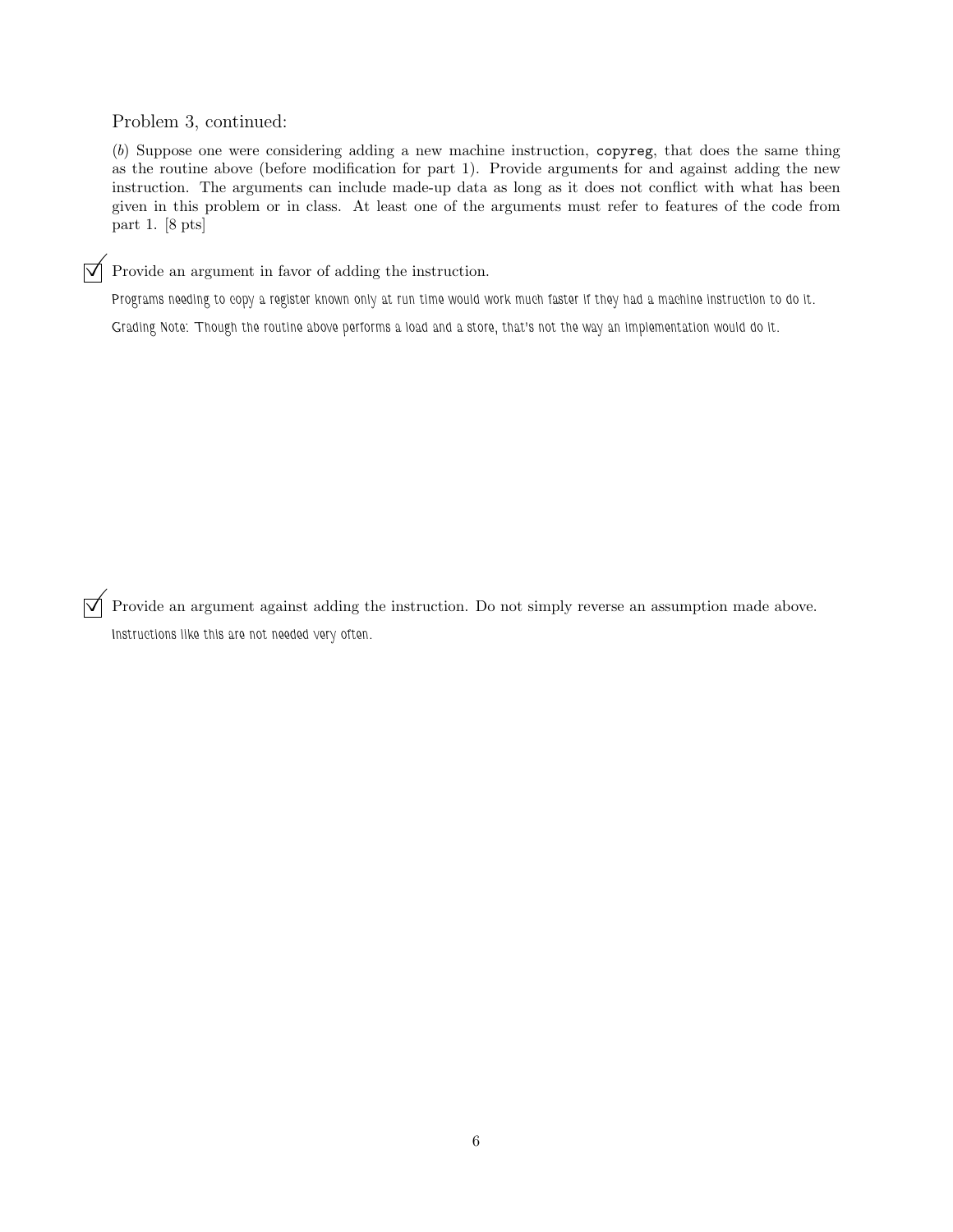Problem 3, continued:

(*b*) Suppose one were considering adding a new machine instruction, `copyreg`, that does the same thing as the routine above (before modification for part 1). Provide arguments for and against adding the new instruction. The arguments can include made-up data as long as it does not conflict with what has been given in this problem or in class. At least one of the arguments must refer to features of the code from part 1. [8 pts]

☑ Provide an argument in favor of adding the instruction.

Programs needing to copy a register known only at run time would work much faster if they had a machine instruction to do it.

Grading Note: Though the routine above performs a load and a store, that's not the way an implementation would do it.

☑ Provide an argument against adding the instruction. Do not simply reverse an assumption made above.

Instructions like this are not needed very often.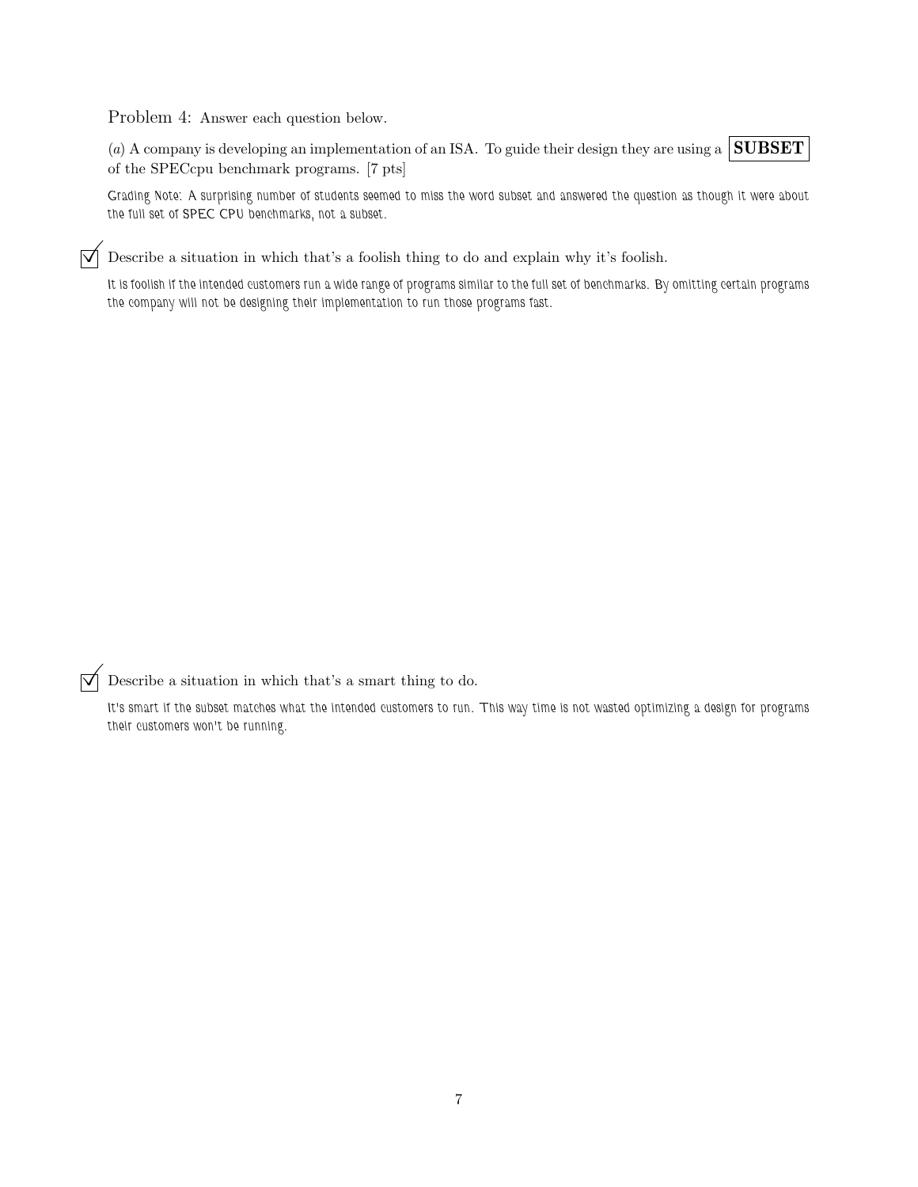Problem 4: Answer each question below.

(*a*) A company is developing an implementation of an ISA. To guide their design they are using a **SUBSET** of the SPECcpu benchmark programs. [7 pts]

Grading Note: A surprising number of students seemed to miss the word subset and answered the question as though it were about the full set of SPEC CPU benchmarks, not a subset.

☑ Describe a situation in which that's a foolish thing to do and explain why it's foolish.

It is foolish if the intended customers run a wide range of programs similar to the full set of benchmarks. By omitting certain programs the company will not be designing their implementation to run those programs fast.

☑ Describe a situation in which that's a smart thing to do.

It's smart if the subset matches what the intended customers to run. This way time is not wasted optimizing a design for programs their customers won't be running.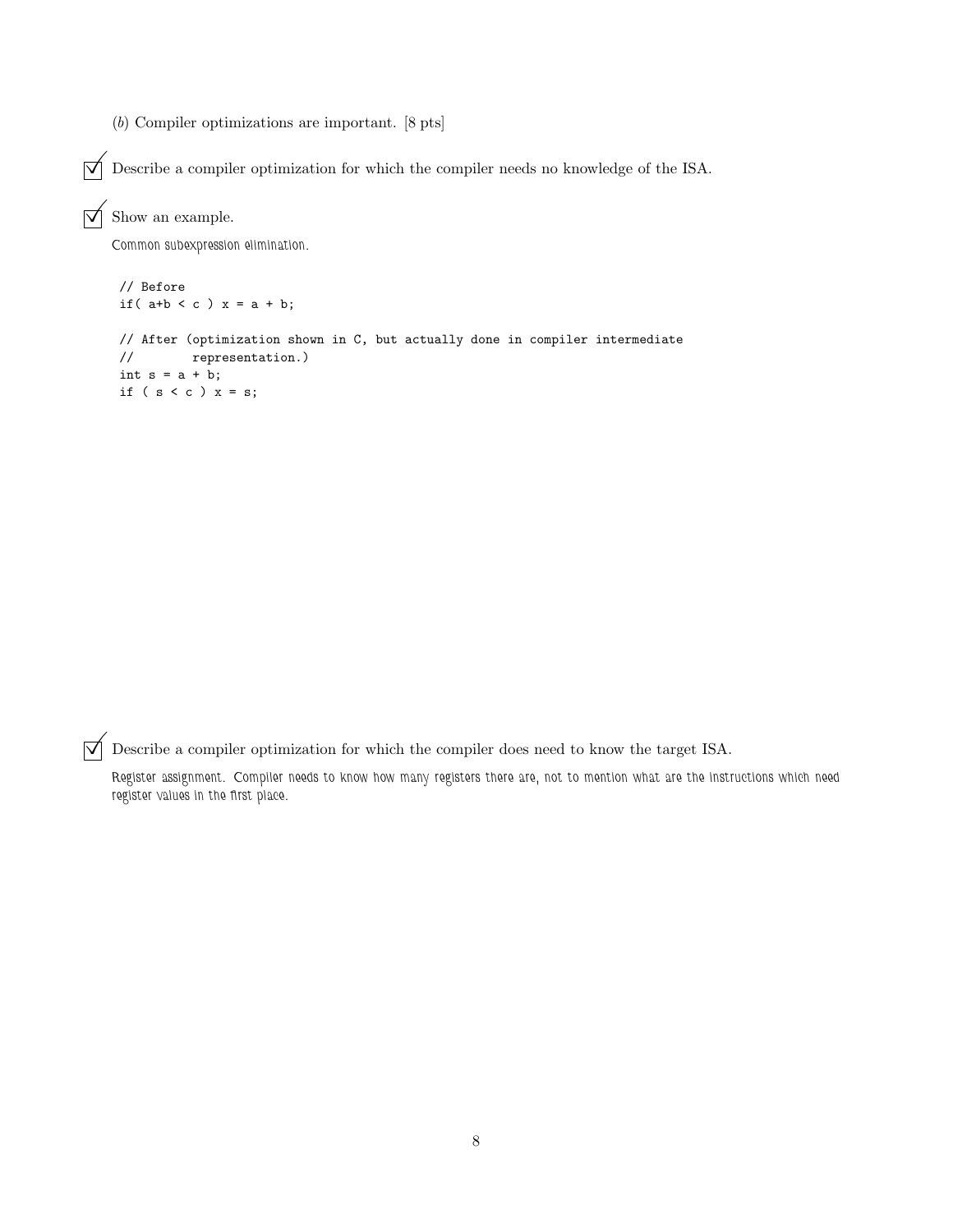(*b*) Compiler optimizations are important. [8 pts]

☑ Describe a compiler optimization for which the compiler needs no knowledge of the ISA.

☑ Show an example.

Common subexpression elimination.

```
// Before
if( a+b < c ) x = a + b;

// After (optimization shown in C, but actually done in compiler intermediate
//        representation.)
int s = a + b;
if ( s < c ) x = s;
```

☑ Describe a compiler optimization for which the compiler does need to know the target ISA.

Register assignment. Compiler needs to know how many registers there are, not to mention what are the instructions which need register values in the first place.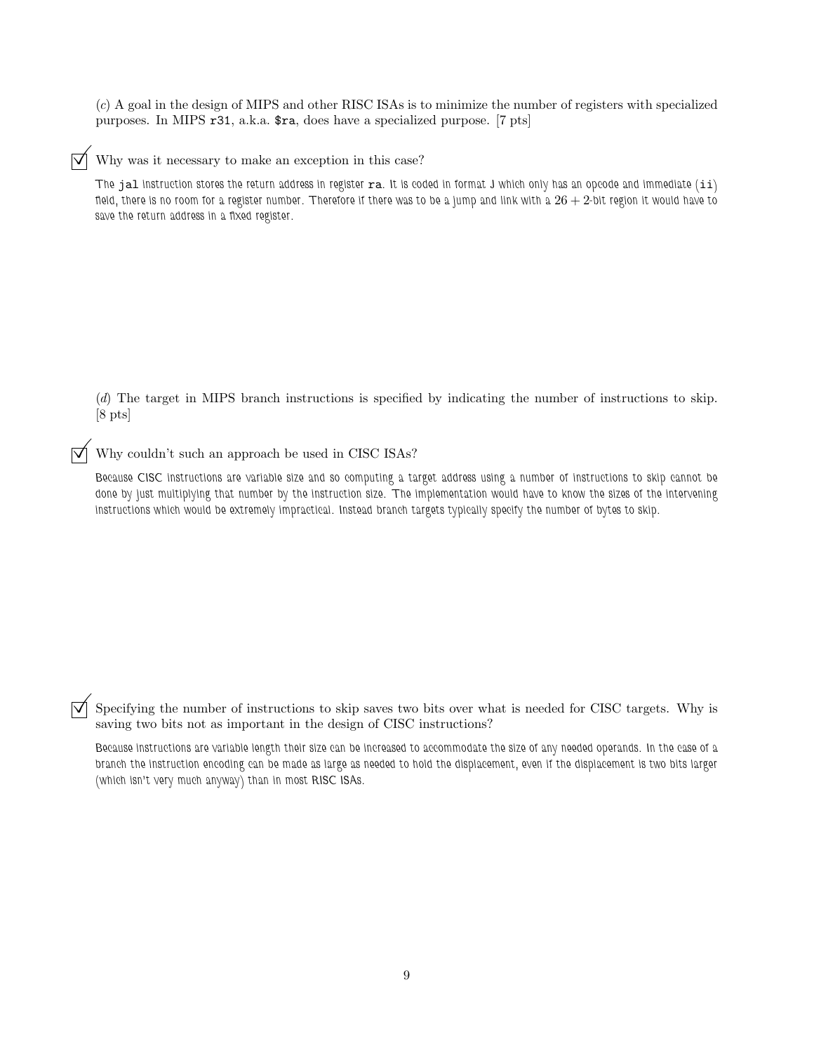(*c*) A goal in the design of MIPS and other RISC ISAs is to minimize the number of registers with specialized purposes. In MIPS `r31`, a.k.a. `$ra`, does have a specialized purpose. [7 pts]

☑ Why was it necessary to make an exception in this case?

The `jal` instruction stores the return address in register `ra`. It is coded in format J which only has an opcode and immediate (`ii`) field, there is no room for a register number. Therefore if there was to be a jump and link with a $26 + 2$-bit region it would have to save the return address in a fixed register.

(*d*) The target in MIPS branch instructions is specified by indicating the number of instructions to skip. [8 pts]

☑ Why couldn't such an approach be used in CISC ISAs?

Because CISC instructions are variable size and so computing a target address using a number of instructions to skip cannot be done by just multiplying that number by the instruction size. The implementation would have to know the sizes of the intervening instructions which would be extremely impractical. Instead branch targets typically specify the number of bytes to skip.

☑ Specifying the number of instructions to skip saves two bits over what is needed for CISC targets. Why is saving two bits not as important in the design of CISC instructions?

Because instructions are variable length their size can be increased to accommodate the size of any needed operands. In the case of a branch the instruction encoding can be made as large as needed to hold the displacement, even if the displacement is two bits larger (which isn't very much anyway) than in most RISC ISAs.